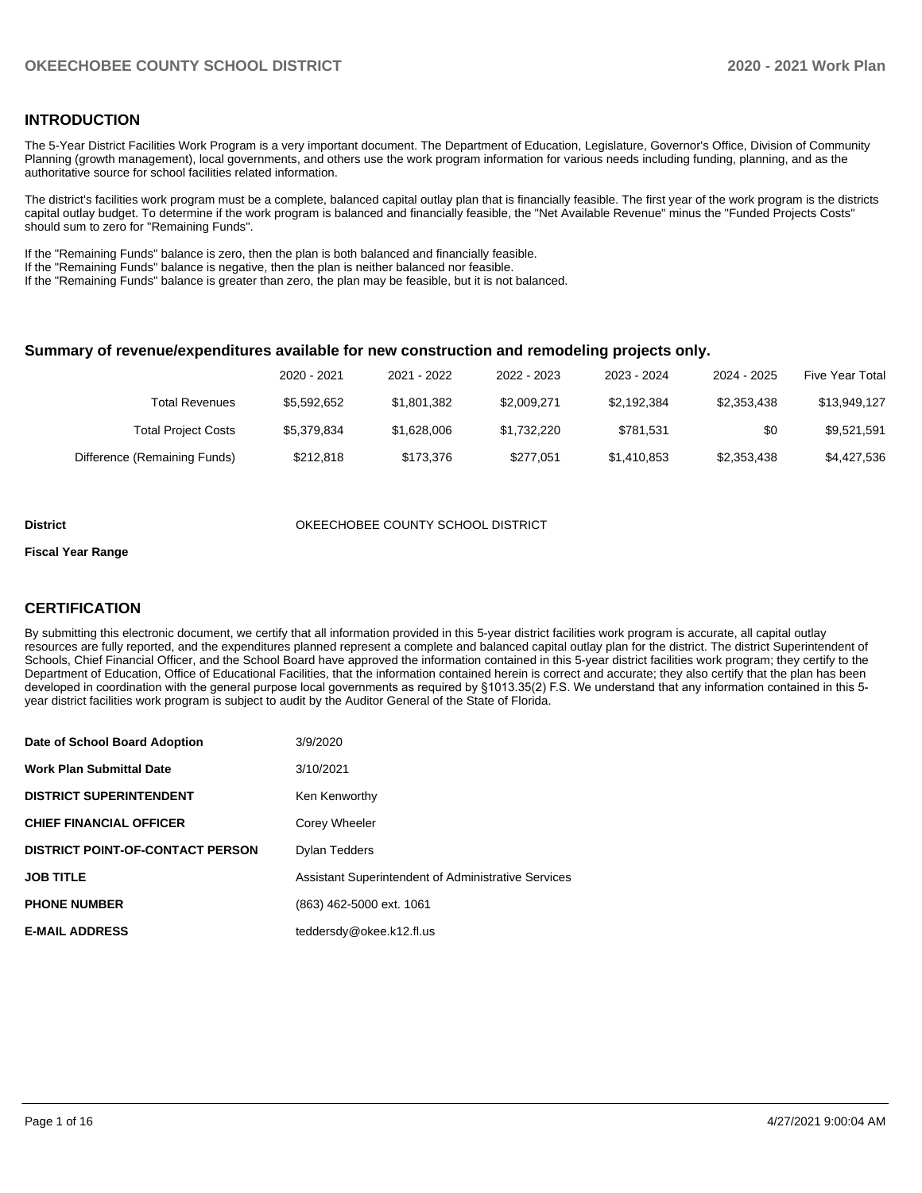## INTRODUCTION

The 5-Year District Facilities Work Program is a very important document. The Department of Education, Legislature, Governor's Office, Division of Community Planning (growth management), local governments, and others use the work program information for various needs including funding, planning, and as the authoritative source for school facilities related information.

The district's facilities work program must be a complete, balanced capital outlay plan that is financially feasible. The first year of the work program is the districts capital outlay budget. To determine if the work program is balanced and financially feasible, the "Net Available Revenue" minus the "Funded Projects Costs" should sum to zero for "Remaining Funds".

If the "Remaining Funds" balance is zero, then the plan is both balanced and financially feasible.
If the "Remaining Funds" balance is negative, then the plan is neither balanced nor feasible.
If the "Remaining Funds" balance is greater than zero, the plan may be feasible, but it is not balanced.

### Summary of revenue/expenditures available for new construction and remodeling projects only.

| | 2020 - 2021 | 2021 - 2022 | 2022 - 2023 | 2023 - 2024 | 2024 - 2025 | Five Year Total |
|---|---|---|---|---|---|---|
| Total Revenues | $5,592,652 | $1,801,382 | $2,009,271 | $2,192,384 | $2,353,438 | $13,949,127 |
| Total Project Costs | $5,379,834 | $1,628,006 | $1,732,220 | $781,531 | $0 | $9,521,591 |
| Difference (Remaining Funds) | $212,818 | $173,376 | $277,051 | $1,410,853 | $2,353,438 | $4,427,536 |

**District** OKEECHOBEE COUNTY SCHOOL DISTRICT

**Fiscal Year Range**

## CERTIFICATION

By submitting this electronic document, we certify that all information provided in this 5-year district facilities work program is accurate, all capital outlay resources are fully reported, and the expenditures planned represent a complete and balanced capital outlay plan for the district. The district Superintendent of Schools, Chief Financial Officer, and the School Board have approved the information contained in this 5-year district facilities work program; they certify to the Department of Education, Office of Educational Facilities, that the information contained herein is correct and accurate; they also certify that the plan has been developed in coordination with the general purpose local governments as required by §1013.35(2) F.S. We understand that any information contained in this 5-year district facilities work program is subject to audit by the Auditor General of the State of Florida.

| | |
|---|---|
| **Date of School Board Adoption** | 3/9/2020 |
| **Work Plan Submittal Date** | 3/10/2021 |
| **DISTRICT SUPERINTENDENT** | Ken Kenworthy |
| **CHIEF FINANCIAL OFFICER** | Corey Wheeler |
| **DISTRICT POINT-OF-CONTACT PERSON** | Dylan Tedders |
| **JOB TITLE** | Assistant Superintendent of Administrative Services |
| **PHONE NUMBER** | (863) 462-5000 ext. 1061 |
| **E-MAIL ADDRESS** | teddersdy@okee.k12.fl.us |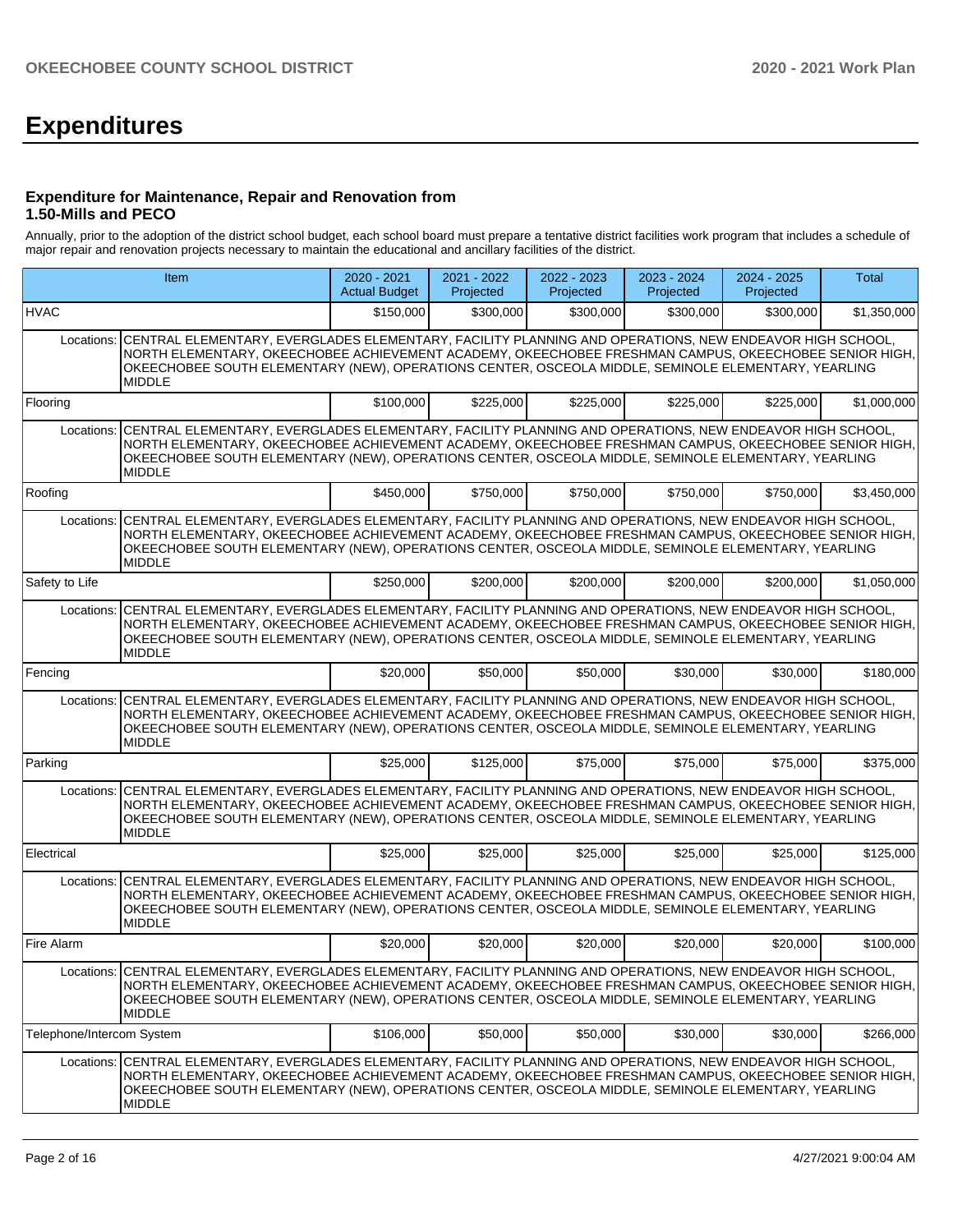# Expenditures

### Expenditure for Maintenance, Repair and Renovation from 1.50-Mills and PECO

Annually, prior to the adoption of the district school budget, each school board must prepare a tentative district facilities work program that includes a schedule of major repair and renovation projects necessary to maintain the educational and ancillary facilities of the district.

| Item | | 2020 - 2021 Actual Budget | 2021 - 2022 Projected | 2022 - 2023 Projected | 2023 - 2024 Projected | 2024 - 2025 Projected | Total |
|---|---|---|---|---|---|---|---|
| HVAC | | $150,000 | $300,000 | $300,000 | $300,000 | $300,000 | $1,350,000 |
| Locations: | CENTRAL ELEMENTARY, EVERGLADES ELEMENTARY, FACILITY PLANNING AND OPERATIONS, NEW ENDEAVOR HIGH SCHOOL, NORTH ELEMENTARY, OKEECHOBEE ACHIEVEMENT ACADEMY, OKEECHOBEE FRESHMAN CAMPUS, OKEECHOBEE SENIOR HIGH, OKEECHOBEE SOUTH ELEMENTARY (NEW), OPERATIONS CENTER, OSCEOLA MIDDLE, SEMINOLE ELEMENTARY, YEARLING MIDDLE | | | | | | |
| Flooring | | $100,000 | $225,000 | $225,000 | $225,000 | $225,000 | $1,000,000 |
| Locations: | CENTRAL ELEMENTARY, EVERGLADES ELEMENTARY, FACILITY PLANNING AND OPERATIONS, NEW ENDEAVOR HIGH SCHOOL, NORTH ELEMENTARY, OKEECHOBEE ACHIEVEMENT ACADEMY, OKEECHOBEE FRESHMAN CAMPUS, OKEECHOBEE SENIOR HIGH, OKEECHOBEE SOUTH ELEMENTARY (NEW), OPERATIONS CENTER, OSCEOLA MIDDLE, SEMINOLE ELEMENTARY, YEARLING MIDDLE | | | | | | |
| Roofing | | $450,000 | $750,000 | $750,000 | $750,000 | $750,000 | $3,450,000 |
| Locations: | CENTRAL ELEMENTARY, EVERGLADES ELEMENTARY, FACILITY PLANNING AND OPERATIONS, NEW ENDEAVOR HIGH SCHOOL, NORTH ELEMENTARY, OKEECHOBEE ACHIEVEMENT ACADEMY, OKEECHOBEE FRESHMAN CAMPUS, OKEECHOBEE SENIOR HIGH, OKEECHOBEE SOUTH ELEMENTARY (NEW), OPERATIONS CENTER, OSCEOLA MIDDLE, SEMINOLE ELEMENTARY, YEARLING MIDDLE | | | | | | |
| Safety to Life | | $250,000 | $200,000 | $200,000 | $200,000 | $200,000 | $1,050,000 |
| Locations: | CENTRAL ELEMENTARY, EVERGLADES ELEMENTARY, FACILITY PLANNING AND OPERATIONS, NEW ENDEAVOR HIGH SCHOOL, NORTH ELEMENTARY, OKEECHOBEE ACHIEVEMENT ACADEMY, OKEECHOBEE FRESHMAN CAMPUS, OKEECHOBEE SENIOR HIGH, OKEECHOBEE SOUTH ELEMENTARY (NEW), OPERATIONS CENTER, OSCEOLA MIDDLE, SEMINOLE ELEMENTARY, YEARLING MIDDLE | | | | | | |
| Fencing | | $20,000 | $50,000 | $50,000 | $30,000 | $30,000 | $180,000 |
| Locations: | CENTRAL ELEMENTARY, EVERGLADES ELEMENTARY, FACILITY PLANNING AND OPERATIONS, NEW ENDEAVOR HIGH SCHOOL, NORTH ELEMENTARY, OKEECHOBEE ACHIEVEMENT ACADEMY, OKEECHOBEE FRESHMAN CAMPUS, OKEECHOBEE SENIOR HIGH, OKEECHOBEE SOUTH ELEMENTARY (NEW), OPERATIONS CENTER, OSCEOLA MIDDLE, SEMINOLE ELEMENTARY, YEARLING MIDDLE | | | | | | |
| Parking | | $25,000 | $125,000 | $75,000 | $75,000 | $75,000 | $375,000 |
| Locations: | CENTRAL ELEMENTARY, EVERGLADES ELEMENTARY, FACILITY PLANNING AND OPERATIONS, NEW ENDEAVOR HIGH SCHOOL, NORTH ELEMENTARY, OKEECHOBEE ACHIEVEMENT ACADEMY, OKEECHOBEE FRESHMAN CAMPUS, OKEECHOBEE SENIOR HIGH, OKEECHOBEE SOUTH ELEMENTARY (NEW), OPERATIONS CENTER, OSCEOLA MIDDLE, SEMINOLE ELEMENTARY, YEARLING MIDDLE | | | | | | |
| Electrical | | $25,000 | $25,000 | $25,000 | $25,000 | $25,000 | $125,000 |
| Locations: | CENTRAL ELEMENTARY, EVERGLADES ELEMENTARY, FACILITY PLANNING AND OPERATIONS, NEW ENDEAVOR HIGH SCHOOL, NORTH ELEMENTARY, OKEECHOBEE ACHIEVEMENT ACADEMY, OKEECHOBEE FRESHMAN CAMPUS, OKEECHOBEE SENIOR HIGH, OKEECHOBEE SOUTH ELEMENTARY (NEW), OPERATIONS CENTER, OSCEOLA MIDDLE, SEMINOLE ELEMENTARY, YEARLING MIDDLE | | | | | | |
| Fire Alarm | | $20,000 | $20,000 | $20,000 | $20,000 | $20,000 | $100,000 |
| Locations: | CENTRAL ELEMENTARY, EVERGLADES ELEMENTARY, FACILITY PLANNING AND OPERATIONS, NEW ENDEAVOR HIGH SCHOOL, NORTH ELEMENTARY, OKEECHOBEE ACHIEVEMENT ACADEMY, OKEECHOBEE FRESHMAN CAMPUS, OKEECHOBEE SENIOR HIGH, OKEECHOBEE SOUTH ELEMENTARY (NEW), OPERATIONS CENTER, OSCEOLA MIDDLE, SEMINOLE ELEMENTARY, YEARLING MIDDLE | | | | | | |
| Telephone/Intercom System | | $106,000 | $50,000 | $50,000 | $30,000 | $30,000 | $266,000 |
| Locations: | CENTRAL ELEMENTARY, EVERGLADES ELEMENTARY, FACILITY PLANNING AND OPERATIONS, NEW ENDEAVOR HIGH SCHOOL, NORTH ELEMENTARY, OKEECHOBEE ACHIEVEMENT ACADEMY, OKEECHOBEE FRESHMAN CAMPUS, OKEECHOBEE SENIOR HIGH, OKEECHOBEE SOUTH ELEMENTARY (NEW), OPERATIONS CENTER, OSCEOLA MIDDLE, SEMINOLE ELEMENTARY, YEARLING MIDDLE | | | | | | |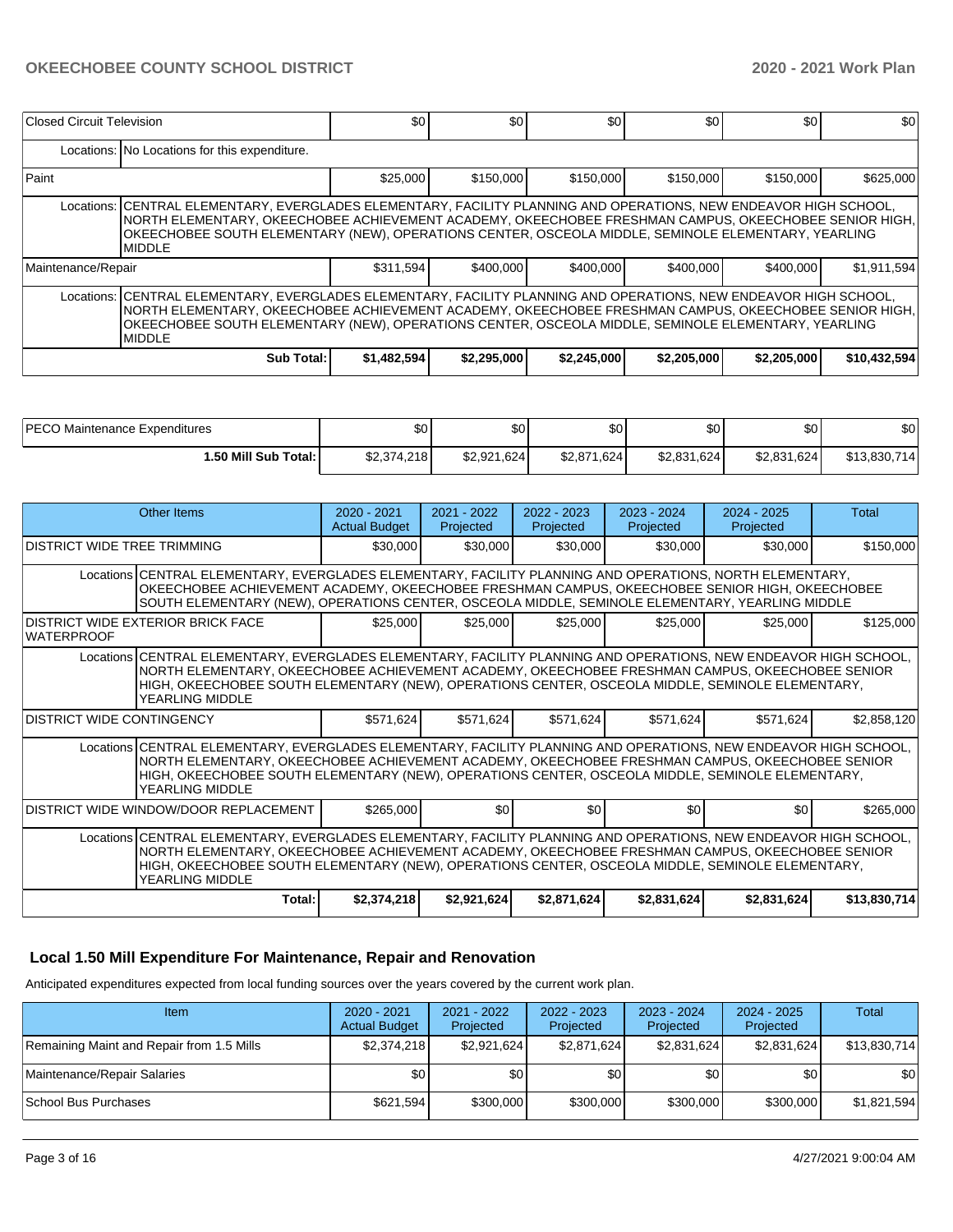| | | | | | | |
|---|---|---|---|---|---|---|
| Closed Circuit Television | $0 | $0 | $0 | $0 | $0 | $0 |
| Locations: No Locations for this expenditure. | | | | | | |
| Paint | $25,000 | $150,000 | $150,000 | $150,000 | $150,000 | $625,000 |
| Locations: CENTRAL ELEMENTARY, EVERGLADES ELEMENTARY, FACILITY PLANNING AND OPERATIONS, NEW ENDEAVOR HIGH SCHOOL, NORTH ELEMENTARY, OKEECHOBEE ACHIEVEMENT ACADEMY, OKEECHOBEE FRESHMAN CAMPUS, OKEECHOBEE SENIOR HIGH, OKEECHOBEE SOUTH ELEMENTARY (NEW), OPERATIONS CENTER, OSCEOLA MIDDLE, SEMINOLE ELEMENTARY, YEARLING MIDDLE | | | | | | |
| Maintenance/Repair | $311,594 | $400,000 | $400,000 | $400,000 | $400,000 | $1,911,594 |
| Locations: CENTRAL ELEMENTARY, EVERGLADES ELEMENTARY, FACILITY PLANNING AND OPERATIONS, NEW ENDEAVOR HIGH SCHOOL, NORTH ELEMENTARY, OKEECHOBEE ACHIEVEMENT ACADEMY, OKEECHOBEE FRESHMAN CAMPUS, OKEECHOBEE SENIOR HIGH, OKEECHOBEE SOUTH ELEMENTARY (NEW), OPERATIONS CENTER, OSCEOLA MIDDLE, SEMINOLE ELEMENTARY, YEARLING MIDDLE | | | | | | |
| **Sub Total:** | **$1,482,594** | **$2,295,000** | **$2,245,000** | **$2,205,000** | **$2,205,000** | **$10,432,594** |

| | | | | | | |
|---|---|---|---|---|---|---|
| PECO Maintenance Expenditures | $0 | $0 | $0 | $0 | $0 | $0 |
| **1.50 Mill Sub Total:** | $2,374,218 | $2,921,624 | $2,871,624 | $2,831,624 | $2,831,624 | $13,830,714 |

| Other Items | 2020 - 2021 Actual Budget | 2021 - 2022 Projected | 2022 - 2023 Projected | 2023 - 2024 Projected | 2024 - 2025 Projected | Total |
|---|---|---|---|---|---|---|
| DISTRICT WIDE TREE TRIMMING | $30,000 | $30,000 | $30,000 | $30,000 | $30,000 | $150,000 |
| Locations CENTRAL ELEMENTARY, EVERGLADES ELEMENTARY, FACILITY PLANNING AND OPERATIONS, NORTH ELEMENTARY, OKEECHOBEE ACHIEVEMENT ACADEMY, OKEECHOBEE FRESHMAN CAMPUS, OKEECHOBEE SENIOR HIGH, OKEECHOBEE SOUTH ELEMENTARY (NEW), OPERATIONS CENTER, OSCEOLA MIDDLE, SEMINOLE ELEMENTARY, YEARLING MIDDLE | | | | | | |
| DISTRICT WIDE EXTERIOR BRICK FACE WATERPROOF | $25,000 | $25,000 | $25,000 | $25,000 | $25,000 | $125,000 |
| Locations CENTRAL ELEMENTARY, EVERGLADES ELEMENTARY, FACILITY PLANNING AND OPERATIONS, NEW ENDEAVOR HIGH SCHOOL, NORTH ELEMENTARY, OKEECHOBEE ACHIEVEMENT ACADEMY, OKEECHOBEE FRESHMAN CAMPUS, OKEECHOBEE SENIOR HIGH, OKEECHOBEE SOUTH ELEMENTARY (NEW), OPERATIONS CENTER, OSCEOLA MIDDLE, SEMINOLE ELEMENTARY, YEARLING MIDDLE | | | | | | |
| DISTRICT WIDE CONTINGENCY | $571,624 | $571,624 | $571,624 | $571,624 | $571,624 | $2,858,120 |
| Locations CENTRAL ELEMENTARY, EVERGLADES ELEMENTARY, FACILITY PLANNING AND OPERATIONS, NEW ENDEAVOR HIGH SCHOOL, NORTH ELEMENTARY, OKEECHOBEE ACHIEVEMENT ACADEMY, OKEECHOBEE FRESHMAN CAMPUS, OKEECHOBEE SENIOR HIGH, OKEECHOBEE SOUTH ELEMENTARY (NEW), OPERATIONS CENTER, OSCEOLA MIDDLE, SEMINOLE ELEMENTARY, YEARLING MIDDLE | | | | | | |
| DISTRICT WIDE WINDOW/DOOR REPLACEMENT | $265,000 | $0 | $0 | $0 | $0 | $265,000 |
| Locations CENTRAL ELEMENTARY, EVERGLADES ELEMENTARY, FACILITY PLANNING AND OPERATIONS, NEW ENDEAVOR HIGH SCHOOL, NORTH ELEMENTARY, OKEECHOBEE ACHIEVEMENT ACADEMY, OKEECHOBEE FRESHMAN CAMPUS, OKEECHOBEE SENIOR HIGH, OKEECHOBEE SOUTH ELEMENTARY (NEW), OPERATIONS CENTER, OSCEOLA MIDDLE, SEMINOLE ELEMENTARY, YEARLING MIDDLE | | | | | | |
| **Total:** | **$2,374,218** | **$2,921,624** | **$2,871,624** | **$2,831,624** | **$2,831,624** | **$13,830,714** |

## Local 1.50 Mill Expenditure For Maintenance, Repair and Renovation

Anticipated expenditures expected from local funding sources over the years covered by the current work plan.

| Item | 2020 - 2021 Actual Budget | 2021 - 2022 Projected | 2022 - 2023 Projected | 2023 - 2024 Projected | 2024 - 2025 Projected | Total |
|---|---|---|---|---|---|---|
| Remaining Maint and Repair from 1.5 Mills | $2,374,218 | $2,921,624 | $2,871,624 | $2,831,624 | $2,831,624 | $13,830,714 |
| Maintenance/Repair Salaries | $0 | $0 | $0 | $0 | $0 | $0 |
| School Bus Purchases | $621,594 | $300,000 | $300,000 | $300,000 | $300,000 | $1,821,594 |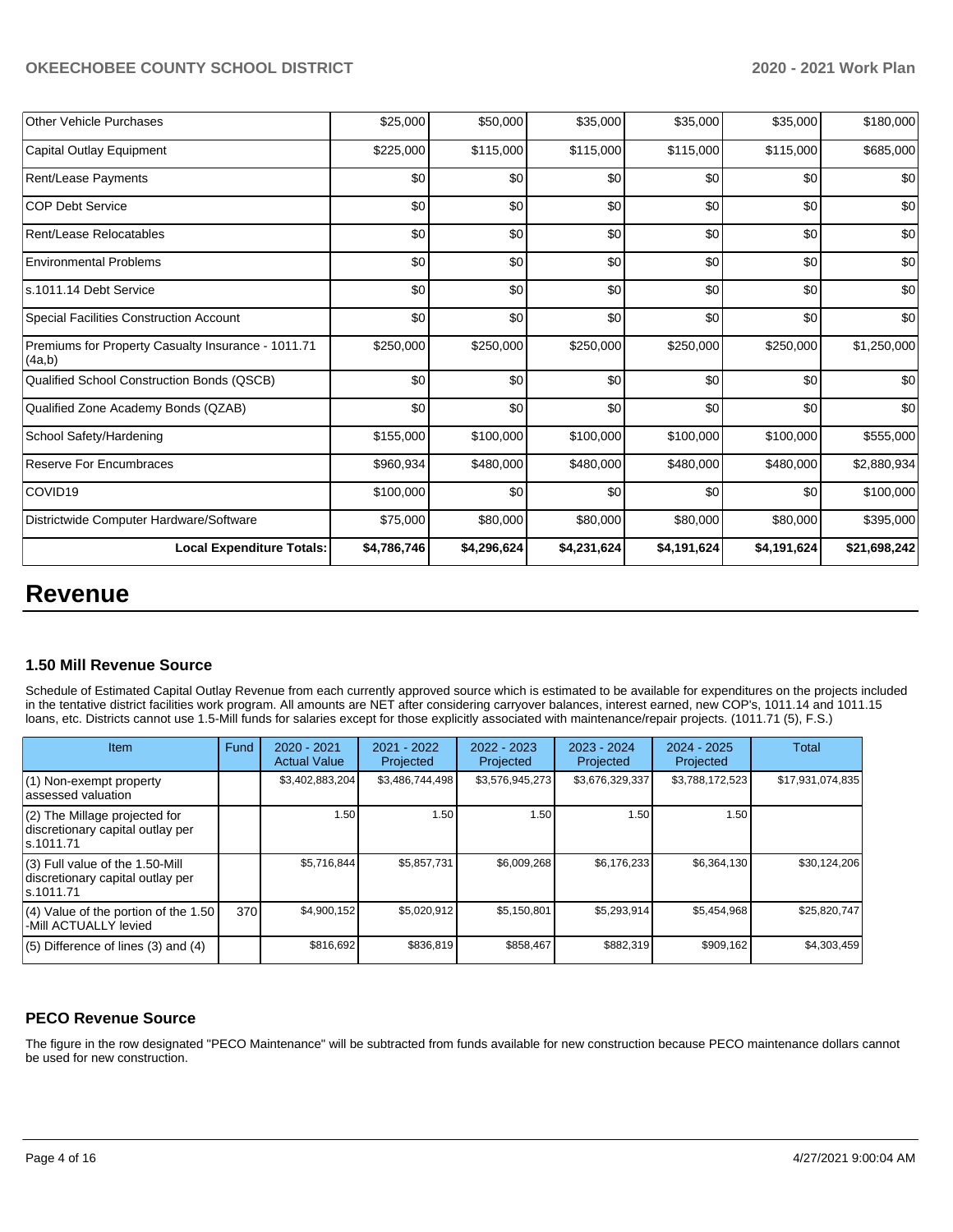| Other Vehicle Purchases | $25,000 | $50,000 | $35,000 | $35,000 | $35,000 | $180,000 |
|---|---|---|---|---|---|---|
| Capital Outlay Equipment | $225,000 | $115,000 | $115,000 | $115,000 | $115,000 | $685,000 |
| Rent/Lease Payments | $0 | $0 | $0 | $0 | $0 | $0 |
| COP Debt Service | $0 | $0 | $0 | $0 | $0 | $0 |
| Rent/Lease Relocatables | $0 | $0 | $0 | $0 | $0 | $0 |
| Environmental Problems | $0 | $0 | $0 | $0 | $0 | $0 |
| s.1011.14 Debt Service | $0 | $0 | $0 | $0 | $0 | $0 |
| Special Facilities Construction Account | $0 | $0 | $0 | $0 | $0 | $0 |
| Premiums for Property Casualty Insurance - 1011.71 (4a,b) | $250,000 | $250,000 | $250,000 | $250,000 | $250,000 | $1,250,000 |
| Qualified School Construction Bonds (QSCB) | $0 | $0 | $0 | $0 | $0 | $0 |
| Qualified Zone Academy Bonds (QZAB) | $0 | $0 | $0 | $0 | $0 | $0 |
| School Safety/Hardening | $155,000 | $100,000 | $100,000 | $100,000 | $100,000 | $555,000 |
| Reserve For Encumbraces | $960,934 | $480,000 | $480,000 | $480,000 | $480,000 | $2,880,934 |
| COVID19 | $100,000 | $0 | $0 | $0 | $0 | $100,000 |
| Districtwide Computer Hardware/Software | $75,000 | $80,000 | $80,000 | $80,000 | $80,000 | $395,000 |
| **Local Expenditure Totals:** | **$4,786,746** | **$4,296,624** | **$4,231,624** | **$4,191,624** | **$4,191,624** | **$21,698,242** |

# Revenue

### 1.50 Mill Revenue Source

Schedule of Estimated Capital Outlay Revenue from each currently approved source which is estimated to be available for expenditures on the projects included in the tentative district facilities work program. All amounts are NET after considering carryover balances, interest earned, new COP's, 1011.14 and 1011.15 loans, etc. Districts cannot use 1.5-Mill funds for salaries except for those explicitly associated with maintenance/repair projects. (1011.71 (5), F.S.)

| Item | Fund | 2020 - 2021 Actual Value | 2021 - 2022 Projected | 2022 - 2023 Projected | 2023 - 2024 Projected | 2024 - 2025 Projected | Total |
|---|---|---|---|---|---|---|---|
| (1) Non-exempt property assessed valuation | | $3,402,883,204 | $3,486,744,498 | $3,576,945,273 | $3,676,329,337 | $3,788,172,523 | $17,931,074,835 |
| (2) The Millage projected for discretionary capital outlay per s.1011.71 | | 1.50 | 1.50 | 1.50 | 1.50 | 1.50 | |
| (3) Full value of the 1.50-Mill discretionary capital outlay per s.1011.71 | | $5,716,844 | $5,857,731 | $6,009,268 | $6,176,233 | $6,364,130 | $30,124,206 |
| (4) Value of the portion of the 1.50 -Mill ACTUALLY levied | 370 | $4,900,152 | $5,020,912 | $5,150,801 | $5,293,914 | $5,454,968 | $25,820,747 |
| (5) Difference of lines (3) and (4) | | $816,692 | $836,819 | $858,467 | $882,319 | $909,162 | $4,303,459 |

### PECO Revenue Source

The figure in the row designated "PECO Maintenance" will be subtracted from funds available for new construction because PECO maintenance dollars cannot be used for new construction.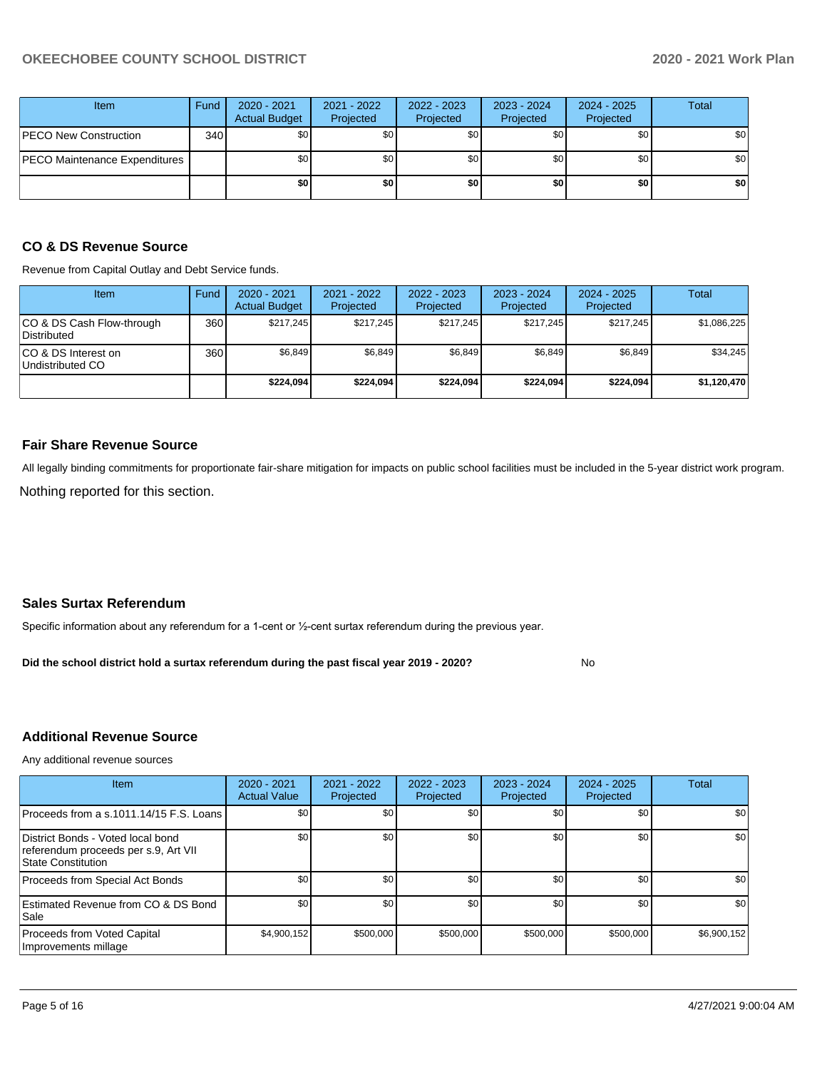| Item | Fund | 2020 - 2021 Actual Budget | 2021 - 2022 Projected | 2022 - 2023 Projected | 2023 - 2024 Projected | 2024 - 2025 Projected | Total |
|---|---|---|---|---|---|---|---|
| PECO New Construction | 340 | $0 | $0 | $0 | $0 | $0 | $0 |
| PECO Maintenance Expenditures | | $0 | $0 | $0 | $0 | $0 | $0 |
| | | **$0** | **$0** | **$0** | **$0** | **$0** | **$0** |

### CO & DS Revenue Source

Revenue from Capital Outlay and Debt Service funds.

| Item | Fund | 2020 - 2021 Actual Budget | 2021 - 2022 Projected | 2022 - 2023 Projected | 2023 - 2024 Projected | 2024 - 2025 Projected | Total |
|---|---|---|---|---|---|---|---|
| CO & DS Cash Flow-through Distributed | 360 | $217,245 | $217,245 | $217,245 | $217,245 | $217,245 | $1,086,225 |
| CO & DS Interest on Undistributed CO | 360 | $6,849 | $6,849 | $6,849 | $6,849 | $6,849 | $34,245 |
| | | **$224,094** | **$224,094** | **$224,094** | **$224,094** | **$224,094** | **$1,120,470** |

### Fair Share Revenue Source

All legally binding commitments for proportionate fair-share mitigation for impacts on public school facilities must be included in the 5-year district work program.

Nothing reported for this section.

### Sales Surtax Referendum

Specific information about any referendum for a 1-cent or ½-cent surtax referendum during the previous year.

**Did the school district hold a surtax referendum during the past fiscal year 2019 - 2020?** No

### Additional Revenue Source

Any additional revenue sources

| Item | 2020 - 2021 Actual Value | 2021 - 2022 Projected | 2022 - 2023 Projected | 2023 - 2024 Projected | 2024 - 2025 Projected | Total |
|---|---|---|---|---|---|---|
| Proceeds from a s.1011.14/15 F.S. Loans | $0 | $0 | $0 | $0 | $0 | $0 |
| District Bonds - Voted local bond referendum proceeds per s.9, Art VII State Constitution | $0 | $0 | $0 | $0 | $0 | $0 |
| Proceeds from Special Act Bonds | $0 | $0 | $0 | $0 | $0 | $0 |
| Estimated Revenue from CO & DS Bond Sale | $0 | $0 | $0 | $0 | $0 | $0 |
| Proceeds from Voted Capital Improvements millage | $4,900,152 | $500,000 | $500,000 | $500,000 | $500,000 | $6,900,152 |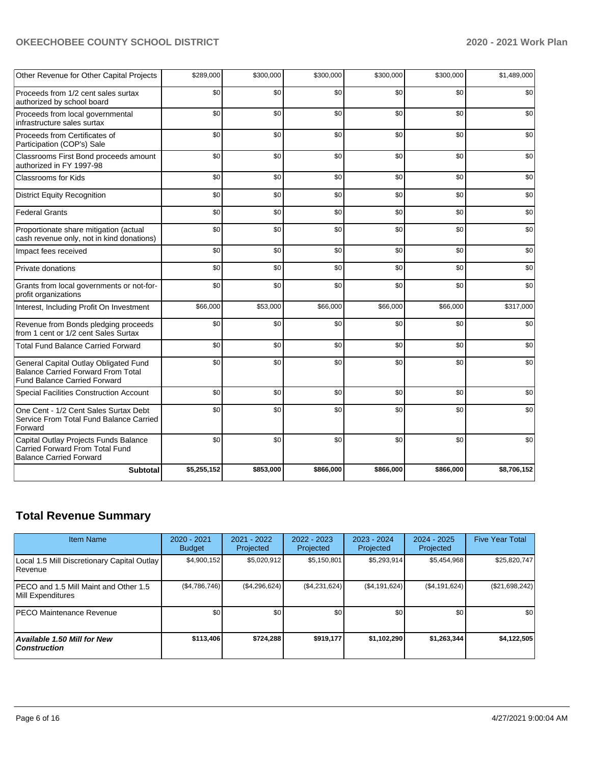| | | | | | | |
|---|---|---|---|---|---|---|
| Other Revenue for Other Capital Projects | $289,000 | $300,000 | $300,000 | $300,000 | $300,000 | $1,489,000 |
| Proceeds from 1/2 cent sales surtax authorized by school board | $0 | $0 | $0 | $0 | $0 | $0 |
| Proceeds from local governmental infrastructure sales surtax | $0 | $0 | $0 | $0 | $0 | $0 |
| Proceeds from Certificates of Participation (COP's) Sale | $0 | $0 | $0 | $0 | $0 | $0 |
| Classrooms First Bond proceeds amount authorized in FY 1997-98 | $0 | $0 | $0 | $0 | $0 | $0 |
| Classrooms for Kids | $0 | $0 | $0 | $0 | $0 | $0 |
| District Equity Recognition | $0 | $0 | $0 | $0 | $0 | $0 |
| Federal Grants | $0 | $0 | $0 | $0 | $0 | $0 |
| Proportionate share mitigation (actual cash revenue only, not in kind donations) | $0 | $0 | $0 | $0 | $0 | $0 |
| Impact fees received | $0 | $0 | $0 | $0 | $0 | $0 |
| Private donations | $0 | $0 | $0 | $0 | $0 | $0 |
| Grants from local governments or not-for-profit organizations | $0 | $0 | $0 | $0 | $0 | $0 |
| Interest, Including Profit On Investment | $66,000 | $53,000 | $66,000 | $66,000 | $66,000 | $317,000 |
| Revenue from Bonds pledging proceeds from 1 cent or 1/2 cent Sales Surtax | $0 | $0 | $0 | $0 | $0 | $0 |
| Total Fund Balance Carried Forward | $0 | $0 | $0 | $0 | $0 | $0 |
| General Capital Outlay Obligated Fund Balance Carried Forward From Total Fund Balance Carried Forward | $0 | $0 | $0 | $0 | $0 | $0 |
| Special Facilities Construction Account | $0 | $0 | $0 | $0 | $0 | $0 |
| One Cent - 1/2 Cent Sales Surtax Debt Service From Total Fund Balance Carried Forward | $0 | $0 | $0 | $0 | $0 | $0 |
| Capital Outlay Projects Funds Balance Carried Forward From Total Fund Balance Carried Forward | $0 | $0 | $0 | $0 | $0 | $0 |
| **Subtotal** | **$5,255,152** | **$853,000** | **$866,000** | **$866,000** | **$866,000** | **$8,706,152** |

## Total Revenue Summary

| Item Name | 2020 - 2021 Budget | 2021 - 2022 Projected | 2022 - 2023 Projected | 2023 - 2024 Projected | 2024 - 2025 Projected | Five Year Total |
|---|---|---|---|---|---|---|
| Local 1.5 Mill Discretionary Capital Outlay Revenue | $4,900,152 | $5,020,912 | $5,150,801 | $5,293,914 | $5,454,968 | $25,820,747 |
| PECO and 1.5 Mill Maint and Other 1.5 Mill Expenditures | ($4,786,746) | ($4,296,624) | ($4,231,624) | ($4,191,624) | ($4,191,624) | ($21,698,242) |
| PECO Maintenance Revenue | $0 | $0 | $0 | $0 | $0 | $0 |
| ***Available 1.50 Mill for New Construction*** | **$113,406** | **$724,288** | **$919,177** | **$1,102,290** | **$1,263,344** | **$4,122,505** |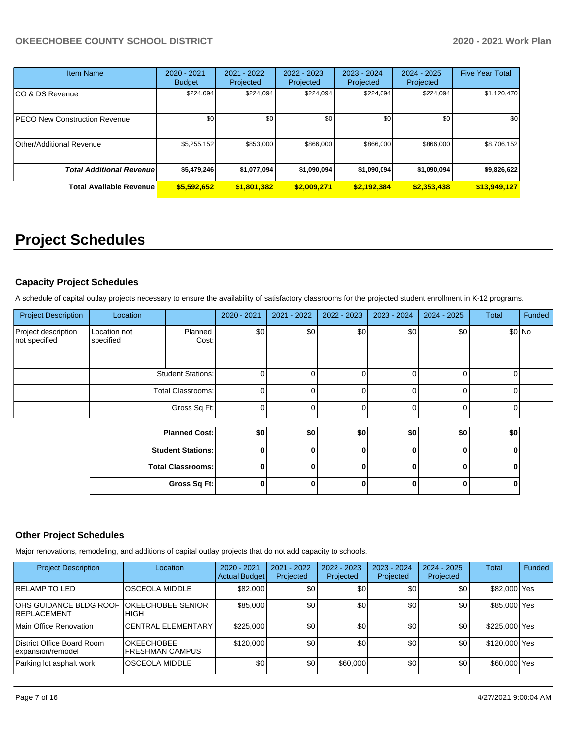| Item Name | 2020 - 2021 Budget | 2021 - 2022 Projected | 2022 - 2023 Projected | 2023 - 2024 Projected | 2024 - 2025 Projected | Five Year Total |
|---|---|---|---|---|---|---|
| CO & DS Revenue | $224,094 | $224,094 | $224,094 | $224,094 | $224,094 | $1,120,470 |
| PECO New Construction Revenue | $0 | $0 | $0 | $0 | $0 | $0 |
| Other/Additional Revenue | $5,255,152 | $853,000 | $866,000 | $866,000 | $866,000 | $8,706,152 |
| ***Total Additional Revenue*** | **$5,479,246** | **$1,077,094** | **$1,090,094** | **$1,090,094** | **$1,090,094** | **$9,826,622** |
| **Total Available Revenue** | **$5,592,652** | **$1,801,382** | **$2,009,271** | **$2,192,384** | **$2,353,438** | **$13,949,127** |

# Project Schedules

### Capacity Project Schedules

A schedule of capital outlay projects necessary to ensure the availability of satisfactory classrooms for the projected student enrollment in K-12 programs.

| Project Description | Location | | 2020 - 2021 | 2021 - 2022 | 2022 - 2023 | 2023 - 2024 | 2024 - 2025 | Total | Funded |
|---|---|---|---|---|---|---|---|---|---|
| Project description not specified | Location not specified | Planned Cost: | $0 | $0 | $0 | $0 | $0 | $0 | No |
| | | Student Stations: | 0 | 0 | 0 | 0 | 0 | 0 | |
| | | Total Classrooms: | 0 | 0 | 0 | 0 | 0 | 0 | |
| | | Gross Sq Ft: | 0 | 0 | 0 | 0 | 0 | 0 | |

| | 2020 - 2021 | 2021 - 2022 | 2022 - 2023 | 2023 - 2024 | 2024 - 2025 | Total |
|---|---|---|---|---|---|---|
| **Planned Cost:** | **$0** | **$0** | **$0** | **$0** | **$0** | **$0** |
| **Student Stations:** | **0** | **0** | **0** | **0** | **0** | **0** |
| **Total Classrooms:** | **0** | **0** | **0** | **0** | **0** | **0** |
| **Gross Sq Ft:** | **0** | **0** | **0** | **0** | **0** | **0** |

### Other Project Schedules

Major renovations, remodeling, and additions of capital outlay projects that do not add capacity to schools.

| Project Description | Location | 2020 - 2021 Actual Budget | 2021 - 2022 Projected | 2022 - 2023 Projected | 2023 - 2024 Projected | 2024 - 2025 Projected | Total | Funded |
|---|---|---|---|---|---|---|---|---|
| RELAMP TO LED | OSCEOLA MIDDLE | $82,000 | $0 | $0 | $0 | $0 | $82,000 | Yes |
| OHS GUIDANCE BLDG ROOF REPLACEMENT | OKEECHOBEE SENIOR HIGH | $85,000 | $0 | $0 | $0 | $0 | $85,000 | Yes |
| Main Office Renovation | CENTRAL ELEMENTARY | $225,000 | $0 | $0 | $0 | $0 | $225,000 | Yes |
| District Office Board Room expansion/remodel | OKEECHOBEE FRESHMAN CAMPUS | $120,000 | $0 | $0 | $0 | $0 | $120,000 | Yes |
| Parking lot asphalt work | OSCEOLA MIDDLE | $0 | $0 | $60,000 | $0 | $0 | $60,000 | Yes |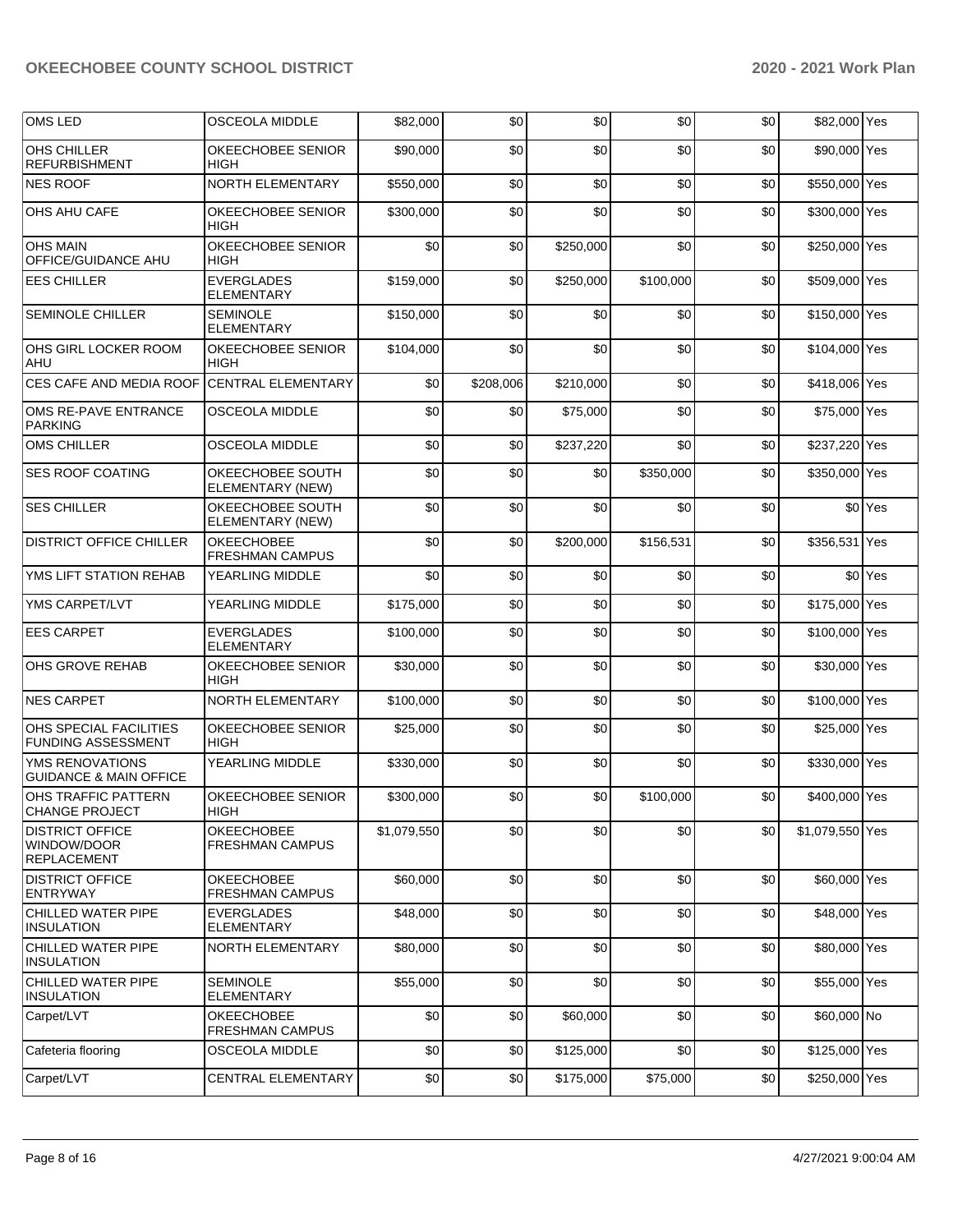| OMS LED | OSCEOLA MIDDLE | $82,000 | $0 | $0 | $0 | $0 | $82,000 | Yes |
|---|---|---|---|---|---|---|---|---|
| OHS CHILLER REFURBISHMENT | OKEECHOBEE SENIOR HIGH | $90,000 | $0 | $0 | $0 | $0 | $90,000 | Yes |
| NES ROOF | NORTH ELEMENTARY | $550,000 | $0 | $0 | $0 | $0 | $550,000 | Yes |
| OHS AHU CAFE | OKEECHOBEE SENIOR HIGH | $300,000 | $0 | $0 | $0 | $0 | $300,000 | Yes |
| OHS MAIN OFFICE/GUIDANCE AHU | OKEECHOBEE SENIOR HIGH | $0 | $0 | $250,000 | $0 | $0 | $250,000 | Yes |
| EES CHILLER | EVERGLADES ELEMENTARY | $159,000 | $0 | $250,000 | $100,000 | $0 | $509,000 | Yes |
| SEMINOLE CHILLER | SEMINOLE ELEMENTARY | $150,000 | $0 | $0 | $0 | $0 | $150,000 | Yes |
| OHS GIRL LOCKER ROOM AHU | OKEECHOBEE SENIOR HIGH | $104,000 | $0 | $0 | $0 | $0 | $104,000 | Yes |
| CES CAFE AND MEDIA ROOF | CENTRAL ELEMENTARY | $0 | $208,006 | $210,000 | $0 | $0 | $418,006 | Yes |
| OMS RE-PAVE ENTRANCE PARKING | OSCEOLA MIDDLE | $0 | $0 | $75,000 | $0 | $0 | $75,000 | Yes |
| OMS CHILLER | OSCEOLA MIDDLE | $0 | $0 | $237,220 | $0 | $0 | $237,220 | Yes |
| SES ROOF COATING | OKEECHOBEE SOUTH ELEMENTARY (NEW) | $0 | $0 | $0 | $350,000 | $0 | $350,000 | Yes |
| SES CHILLER | OKEECHOBEE SOUTH ELEMENTARY (NEW) | $0 | $0 | $0 | $0 | $0 | $0 | Yes |
| DISTRICT OFFICE CHILLER | OKEECHOBEE FRESHMAN CAMPUS | $0 | $0 | $200,000 | $156,531 | $0 | $356,531 | Yes |
| YMS LIFT STATION REHAB | YEARLING MIDDLE | $0 | $0 | $0 | $0 | $0 | $0 | Yes |
| YMS CARPET/LVT | YEARLING MIDDLE | $175,000 | $0 | $0 | $0 | $0 | $175,000 | Yes |
| EES CARPET | EVERGLADES ELEMENTARY | $100,000 | $0 | $0 | $0 | $0 | $100,000 | Yes |
| OHS GROVE REHAB | OKEECHOBEE SENIOR HIGH | $30,000 | $0 | $0 | $0 | $0 | $30,000 | Yes |
| NES CARPET | NORTH ELEMENTARY | $100,000 | $0 | $0 | $0 | $0 | $100,000 | Yes |
| OHS SPECIAL FACILITIES FUNDING ASSESSMENT | OKEECHOBEE SENIOR HIGH | $25,000 | $0 | $0 | $0 | $0 | $25,000 | Yes |
| YMS RENOVATIONS GUIDANCE & MAIN OFFICE | YEARLING MIDDLE | $330,000 | $0 | $0 | $0 | $0 | $330,000 | Yes |
| OHS TRAFFIC PATTERN CHANGE PROJECT | OKEECHOBEE SENIOR HIGH | $300,000 | $0 | $0 | $100,000 | $0 | $400,000 | Yes |
| DISTRICT OFFICE WINDOW/DOOR REPLACEMENT | OKEECHOBEE FRESHMAN CAMPUS | $1,079,550 | $0 | $0 | $0 | $0 | $1,079,550 | Yes |
| DISTRICT OFFICE ENTRYWAY | OKEECHOBEE FRESHMAN CAMPUS | $60,000 | $0 | $0 | $0 | $0 | $60,000 | Yes |
| CHILLED WATER PIPE INSULATION | EVERGLADES ELEMENTARY | $48,000 | $0 | $0 | $0 | $0 | $48,000 | Yes |
| CHILLED WATER PIPE INSULATION | NORTH ELEMENTARY | $80,000 | $0 | $0 | $0 | $0 | $80,000 | Yes |
| CHILLED WATER PIPE INSULATION | SEMINOLE ELEMENTARY | $55,000 | $0 | $0 | $0 | $0 | $55,000 | Yes |
| Carpet/LVT | OKEECHOBEE FRESHMAN CAMPUS | $0 | $0 | $60,000 | $0 | $0 | $60,000 | No |
| Cafeteria flooring | OSCEOLA MIDDLE | $0 | $0 | $125,000 | $0 | $0 | $125,000 | Yes |
| Carpet/LVT | CENTRAL ELEMENTARY | $0 | $0 | $175,000 | $75,000 | $0 | $250,000 | Yes |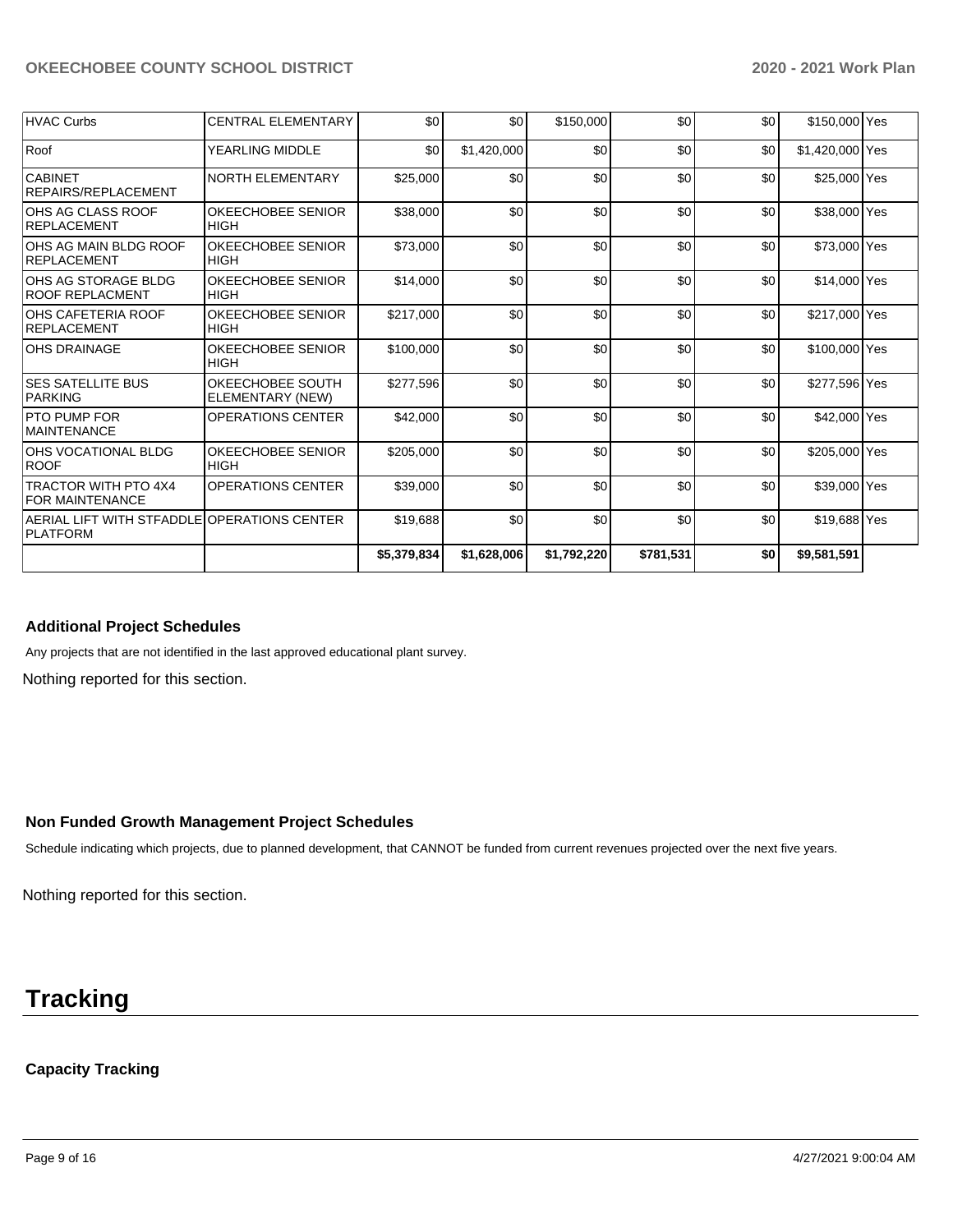| | | | | | | | | |
|---|---|---|---|---|---|---|---|---|
| HVAC Curbs | CENTRAL ELEMENTARY | $0 | $0 | $150,000 | $0 | $0 | $150,000 | Yes |
| Roof | YEARLING MIDDLE | $0 | $1,420,000 | $0 | $0 | $0 | $1,420,000 | Yes |
| CABINET REPAIRS/REPLACEMENT | NORTH ELEMENTARY | $25,000 | $0 | $0 | $0 | $0 | $25,000 | Yes |
| OHS AG CLASS ROOF REPLACEMENT | OKEECHOBEE SENIOR HIGH | $38,000 | $0 | $0 | $0 | $0 | $38,000 | Yes |
| OHS AG MAIN BLDG ROOF REPLACEMENT | OKEECHOBEE SENIOR HIGH | $73,000 | $0 | $0 | $0 | $0 | $73,000 | Yes |
| OHS AG STORAGE BLDG ROOF REPLACMENT | OKEECHOBEE SENIOR HIGH | $14,000 | $0 | $0 | $0 | $0 | $14,000 | Yes |
| OHS CAFETERIA ROOF REPLACEMENT | OKEECHOBEE SENIOR HIGH | $217,000 | $0 | $0 | $0 | $0 | $217,000 | Yes |
| OHS DRAINAGE | OKEECHOBEE SENIOR HIGH | $100,000 | $0 | $0 | $0 | $0 | $100,000 | Yes |
| SES SATELLITE BUS PARKING | OKEECHOBEE SOUTH ELEMENTARY (NEW) | $277,596 | $0 | $0 | $0 | $0 | $277,596 | Yes |
| PTO PUMP FOR MAINTENANCE | OPERATIONS CENTER | $42,000 | $0 | $0 | $0 | $0 | $42,000 | Yes |
| OHS VOCATIONAL BLDG ROOF | OKEECHOBEE SENIOR HIGH | $205,000 | $0 | $0 | $0 | $0 | $205,000 | Yes |
| TRACTOR WITH PTO 4X4 FOR MAINTENANCE | OPERATIONS CENTER | $39,000 | $0 | $0 | $0 | $0 | $39,000 | Yes |
| AERIAL LIFT WITH STFADDLE PLATFORM | OPERATIONS CENTER | $19,688 | $0 | $0 | $0 | $0 | $19,688 | Yes |
| | | $5,379,834 | $1,628,006 | $1,792,220 | $781,531 | $0 | $9,581,591 | |

### Additional Project Schedules

Any projects that are not identified in the last approved educational plant survey.

Nothing reported for this section.

### Non Funded Growth Management Project Schedules

Schedule indicating which projects, due to planned development, that CANNOT be funded from current revenues projected over the next five years.

Nothing reported for this section.

# Tracking

### Capacity Tracking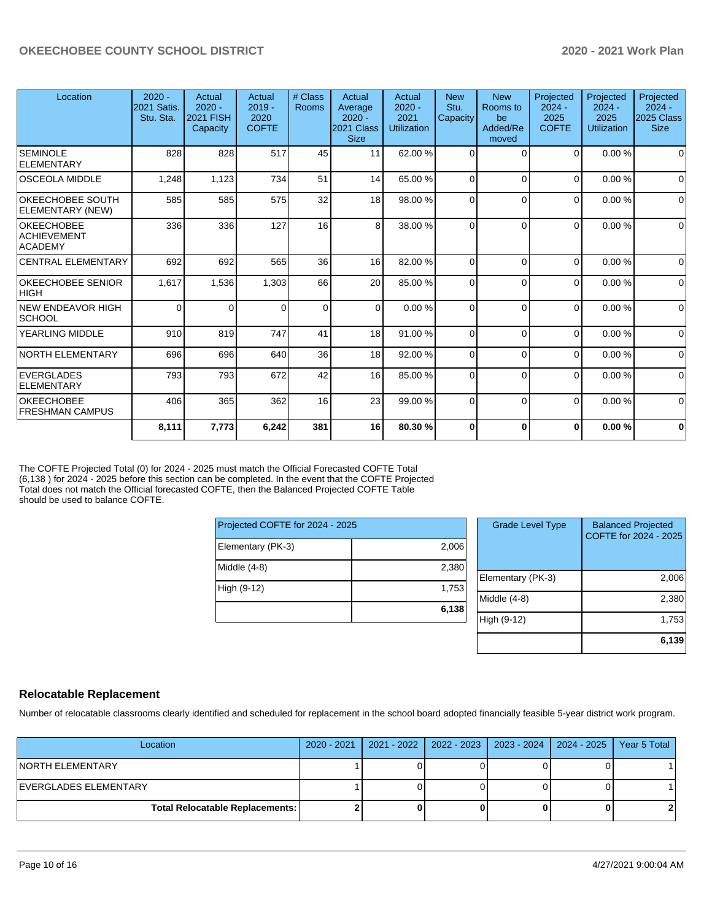| Location | 2020 - 2021 Satis. Stu. Sta. | Actual 2020 - 2021 FISH Capacity | Actual 2019 - 2020 COFTE | # Class Rooms | Actual Average 2020 - 2021 Class Size | Actual 2020 - 2021 Utilization | New Stu. Capacity | New Rooms to be Added/Removed | Projected 2024 - 2025 COFTE | Projected 2024 - 2025 Utilization | Projected 2024 - 2025 Class Size |
|---|---|---|---|---|---|---|---|---|---|---|---|
| SEMINOLE ELEMENTARY | 828 | 828 | 517 | 45 | 11 | 62.00 % | 0 | 0 | 0 | 0.00 % | 0 |
| OSCEOLA MIDDLE | 1,248 | 1,123 | 734 | 51 | 14 | 65.00 % | 0 | 0 | 0 | 0.00 % | 0 |
| OKEECHOBEE SOUTH ELEMENTARY (NEW) | 585 | 585 | 575 | 32 | 18 | 98.00 % | 0 | 0 | 0 | 0.00 % | 0 |
| OKEECHOBEE ACHIEVEMENT ACADEMY | 336 | 336 | 127 | 16 | 8 | 38.00 % | 0 | 0 | 0 | 0.00 % | 0 |
| CENTRAL ELEMENTARY | 692 | 692 | 565 | 36 | 16 | 82.00 % | 0 | 0 | 0 | 0.00 % | 0 |
| OKEECHOBEE SENIOR HIGH | 1,617 | 1,536 | 1,303 | 66 | 20 | 85.00 % | 0 | 0 | 0 | 0.00 % | 0 |
| NEW ENDEAVOR HIGH SCHOOL | 0 | 0 | 0 | 0 | 0 | 0.00 % | 0 | 0 | 0 | 0.00 % | 0 |
| YEARLING MIDDLE | 910 | 819 | 747 | 41 | 18 | 91.00 % | 0 | 0 | 0 | 0.00 % | 0 |
| NORTH ELEMENTARY | 696 | 696 | 640 | 36 | 18 | 92.00 % | 0 | 0 | 0 | 0.00 % | 0 |
| EVERGLADES ELEMENTARY | 793 | 793 | 672 | 42 | 16 | 85.00 % | 0 | 0 | 0 | 0.00 % | 0 |
| OKEECHOBEE FRESHMAN CAMPUS | 406 | 365 | 362 | 16 | 23 | 99.00 % | 0 | 0 | 0 | 0.00 % | 0 |
| | **8,111** | **7,773** | **6,242** | **381** | **16** | **80.30 %** | **0** | **0** | **0** | **0.00 %** | **0** |

The COFTE Projected Total (0) for 2024 - 2025 must match the Official Forecasted COFTE Total (6,138 ) for 2024 - 2025 before this section can be completed. In the event that the COFTE Projected Total does not match the Official forecasted COFTE, then the Balanced Projected COFTE Table should be used to balance COFTE.

| Projected COFTE for 2024 - 2025 | |
|---|---|
| Elementary (PK-3) | 2,006 |
| Middle (4-8) | 2,380 |
| High (9-12) | 1,753 |
| | **6,138** |

| Grade Level Type | Balanced Projected COFTE for 2024 - 2025 |
|---|---|
| Elementary (PK-3) | 2,006 |
| Middle (4-8) | 2,380 |
| High (9-12) | 1,753 |
| | **6,139** |

## Relocatable Replacement

Number of relocatable classrooms clearly identified and scheduled for replacement in the school board adopted financially feasible 5-year district work program.

| Location | 2020 - 2021 | 2021 - 2022 | 2022 - 2023 | 2023 - 2024 | 2024 - 2025 | Year 5 Total |
|---|---|---|---|---|---|---|
| NORTH ELEMENTARY | 1 | 0 | 0 | 0 | 0 | 1 |
| EVERGLADES ELEMENTARY | 1 | 0 | 0 | 0 | 0 | 1 |
| **Total Relocatable Replacements:** | **2** | **0** | **0** | **0** | **0** | **2** |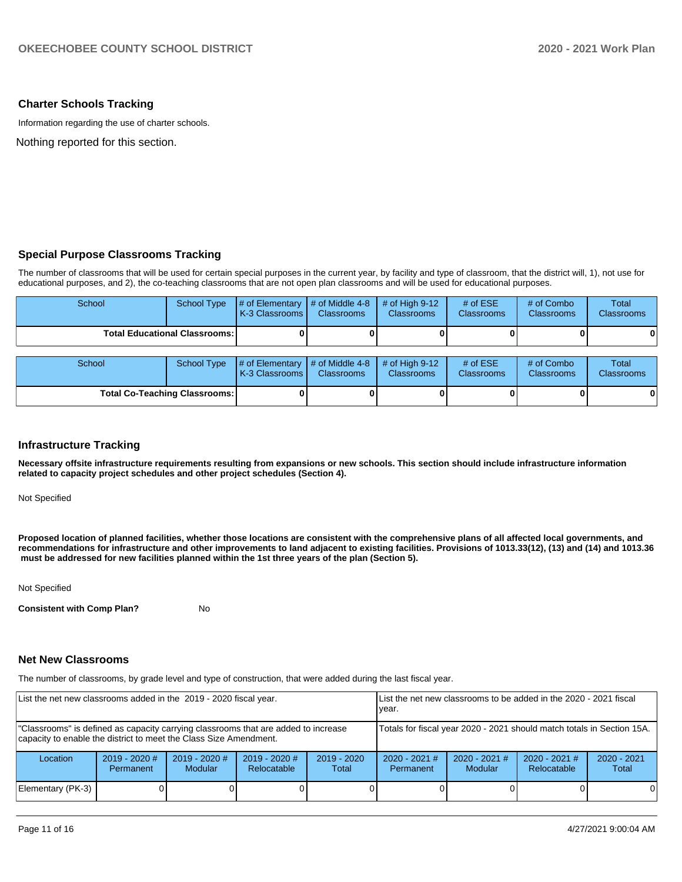## Charter Schools Tracking

Information regarding the use of charter schools.

Nothing reported for this section.

## Special Purpose Classrooms Tracking

The number of classrooms that will be used for certain special purposes in the current year, by facility and type of classroom, that the district will, 1), not use for educational purposes, and 2), the co-teaching classrooms that are not open plan classrooms and will be used for educational purposes.

| School | School Type | # of Elementary K-3 Classrooms | # of Middle 4-8 Classrooms | # of High 9-12 Classrooms | # of ESE Classrooms | # of Combo Classrooms | Total Classrooms |
|---|---|---|---|---|---|---|---|
| **Total Educational Classrooms:** | | **0** | **0** | **0** | **0** | **0** | **0** |

| School | School Type | # of Elementary K-3 Classrooms | # of Middle 4-8 Classrooms | # of High 9-12 Classrooms | # of ESE Classrooms | # of Combo Classrooms | Total Classrooms |
|---|---|---|---|---|---|---|---|
| **Total Co-Teaching Classrooms:** | | **0** | **0** | **0** | **0** | **0** | **0** |

## Infrastructure Tracking

**Necessary offsite infrastructure requirements resulting from expansions or new schools. This section should include infrastructure information related to capacity project schedules and other project schedules (Section 4).**

Not Specified

**Proposed location of planned facilities, whether those locations are consistent with the comprehensive plans of all affected local governments, and recommendations for infrastructure and other improvements to land adjacent to existing facilities. Provisions of 1013.33(12), (13) and (14) and 1013.36 must be addressed for new facilities planned within the 1st three years of the plan (Section 5).**

Not Specified

**Consistent with Comp Plan?** No

## Net New Classrooms

The number of classrooms, by grade level and type of construction, that were added during the last fiscal year.

| List the net new classrooms added in the 2019 - 2020 fiscal year. | | | | | List the net new classrooms to be added in the 2020 - 2021 fiscal year. | | | |
|---|---|---|---|---|---|---|---|---|
| "Classrooms" is defined as capacity carrying classrooms that are added to increase capacity to enable the district to meet the Class Size Amendment. | | | | | Totals for fiscal year 2020 - 2021 should match totals in Section 15A. | | | |
| Location | 2019 - 2020 # Permanent | 2019 - 2020 # Modular | 2019 - 2020 # Relocatable | 2019 - 2020 Total | 2020 - 2021 # Permanent | 2020 - 2021 # Modular | 2020 - 2021 # Relocatable | 2020 - 2021 Total |
| Elementary (PK-3) | 0 | 0 | 0 | 0 | 0 | 0 | 0 | 0 |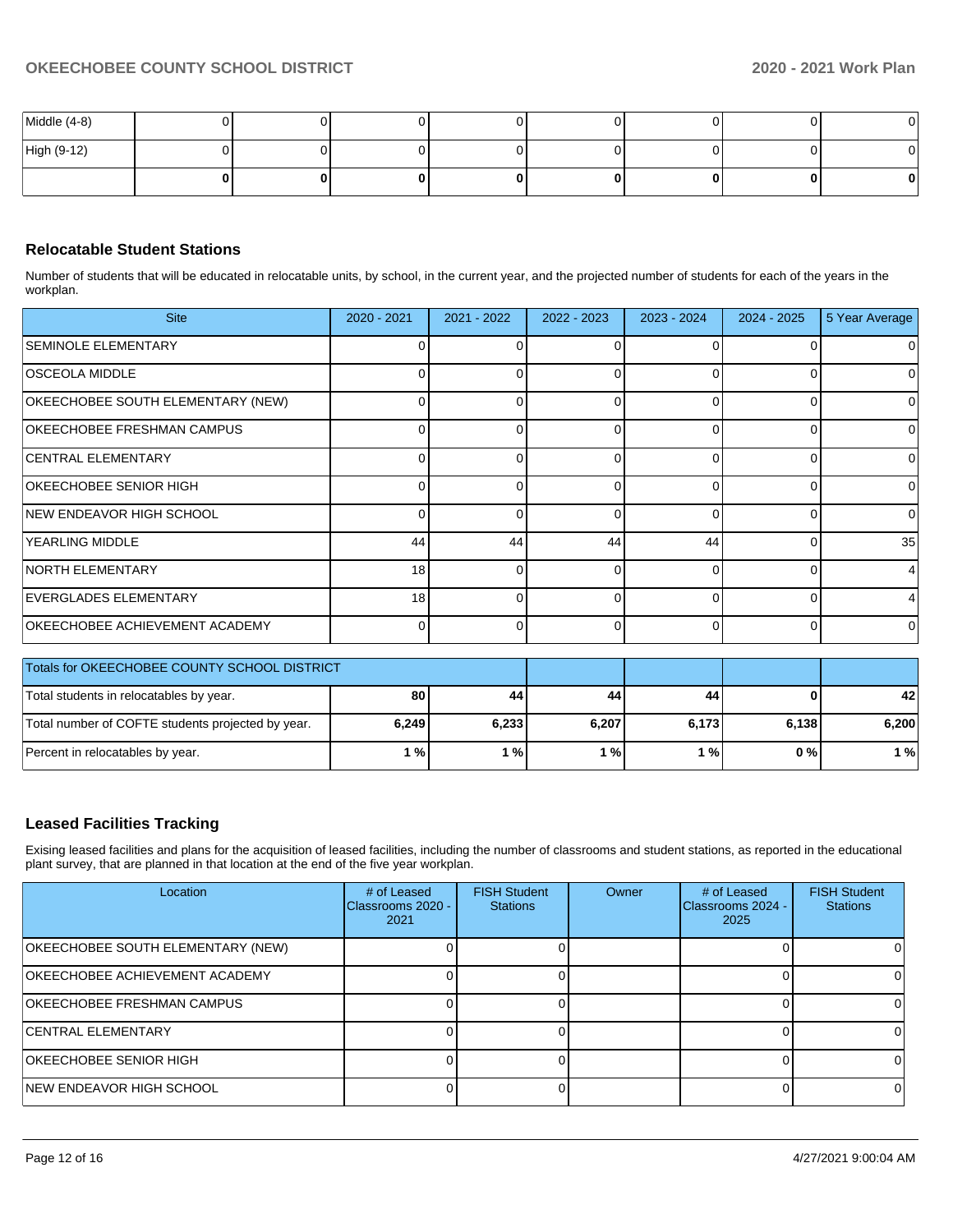| | | | | | | | | |
|---|---|---|---|---|---|---|---|---|
| Middle (4-8) | 0 | 0 | 0 | 0 | 0 | 0 | 0 | 0 |
| High (9-12) | 0 | 0 | 0 | 0 | 0 | 0 | 0 | 0 |
| | **0** | **0** | **0** | **0** | **0** | **0** | **0** | **0** |

## Relocatable Student Stations

Number of students that will be educated in relocatable units, by school, in the current year, and the projected number of students for each of the years in the workplan.

| Site | 2020 - 2021 | 2021 - 2022 | 2022 - 2023 | 2023 - 2024 | 2024 - 2025 | 5 Year Average |
|---|---|---|---|---|---|---|
| SEMINOLE ELEMENTARY | 0 | 0 | 0 | 0 | 0 | 0 |
| OSCEOLA MIDDLE | 0 | 0 | 0 | 0 | 0 | 0 |
| OKEECHOBEE SOUTH ELEMENTARY (NEW) | 0 | 0 | 0 | 0 | 0 | 0 |
| OKEECHOBEE FRESHMAN CAMPUS | 0 | 0 | 0 | 0 | 0 | 0 |
| CENTRAL ELEMENTARY | 0 | 0 | 0 | 0 | 0 | 0 |
| OKEECHOBEE SENIOR HIGH | 0 | 0 | 0 | 0 | 0 | 0 |
| NEW ENDEAVOR HIGH SCHOOL | 0 | 0 | 0 | 0 | 0 | 0 |
| YEARLING MIDDLE | 44 | 44 | 44 | 44 | 0 | 35 |
| NORTH ELEMENTARY | 18 | 0 | 0 | 0 | 0 | 4 |
| EVERGLADES ELEMENTARY | 18 | 0 | 0 | 0 | 0 | 4 |
| OKEECHOBEE ACHIEVEMENT ACADEMY | 0 | 0 | 0 | 0 | 0 | 0 |

| Totals for OKEECHOBEE COUNTY SCHOOL DISTRICT | | | | | | |
|---|---|---|---|---|---|---|
| Total students in relocatables by year. | **80** | **44** | **44** | **44** | **0** | **42** |
| Total number of COFTE students projected by year. | **6,249** | **6,233** | **6,207** | **6,173** | **6,138** | **6,200** |
| Percent in relocatables by year. | **1 %** | **1 %** | **1 %** | **1 %** | **0 %** | **1 %** |

## Leased Facilities Tracking

Exising leased facilities and plans for the acquisition of leased facilities, including the number of classrooms and student stations, as reported in the educational plant survey, that are planned in that location at the end of the five year workplan.

| Location | # of Leased Classrooms 2020 - 2021 | FISH Student Stations | Owner | # of Leased Classrooms 2024 - 2025 | FISH Student Stations |
|---|---|---|---|---|---|
| OKEECHOBEE SOUTH ELEMENTARY (NEW) | 0 | 0 | | 0 | 0 |
| OKEECHOBEE ACHIEVEMENT ACADEMY | 0 | 0 | | 0 | 0 |
| OKEECHOBEE FRESHMAN CAMPUS | 0 | 0 | | 0 | 0 |
| CENTRAL ELEMENTARY | 0 | 0 | | 0 | 0 |
| OKEECHOBEE SENIOR HIGH | 0 | 0 | | 0 | 0 |
| NEW ENDEAVOR HIGH SCHOOL | 0 | 0 | | 0 | 0 |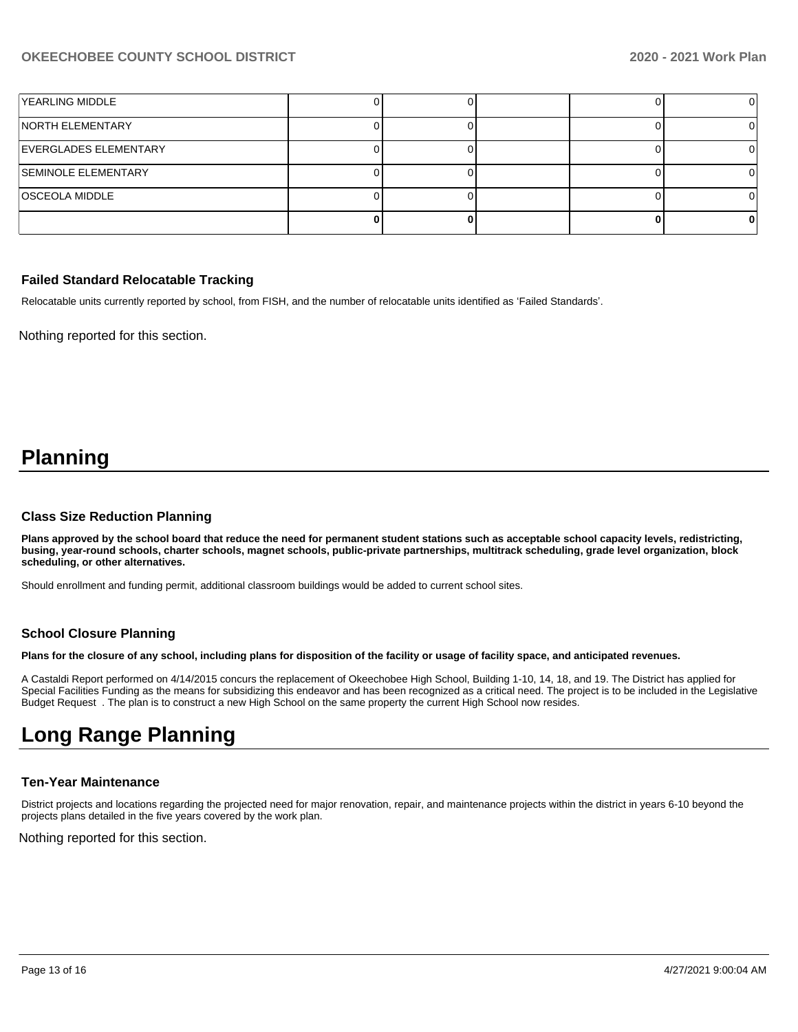| | | | | | |
|---|---|---|---|---|---|
| YEARLING MIDDLE | 0 | 0 | | 0 | 0 |
| NORTH ELEMENTARY | 0 | 0 | | 0 | 0 |
| EVERGLADES ELEMENTARY | 0 | 0 | | 0 | 0 |
| SEMINOLE ELEMENTARY | 0 | 0 | | 0 | 0 |
| OSCEOLA MIDDLE | 0 | 0 | | 0 | 0 |
| | **0** | **0** | | **0** | **0** |

### Failed Standard Relocatable Tracking

Relocatable units currently reported by school, from FISH, and the number of relocatable units identified as 'Failed Standards'.

Nothing reported for this section.

# Planning

### Class Size Reduction Planning

**Plans approved by the school board that reduce the need for permanent student stations such as acceptable school capacity levels, redistricting, busing, year-round schools, charter schools, magnet schools, public-private partnerships, multitrack scheduling, grade level organization, block scheduling, or other alternatives.**

Should enrollment and funding permit, additional classroom buildings would be added to current school sites.

### School Closure Planning

**Plans for the closure of any school, including plans for disposition of the facility or usage of facility space, and anticipated revenues.**

A Castaldi Report performed on 4/14/2015 concurs the replacement of Okeechobee High School, Building 1-10, 14, 18, and 19. The District has applied for Special Facilities Funding as the means for subsidizing this endeavor and has been recognized as a critical need. The project is to be included in the Legislative Budget Request . The plan is to construct a new High School on the same property the current High School now resides.

# Long Range Planning

### Ten-Year Maintenance

District projects and locations regarding the projected need for major renovation, repair, and maintenance projects within the district in years 6-10 beyond the projects plans detailed in the five years covered by the work plan.

Nothing reported for this section.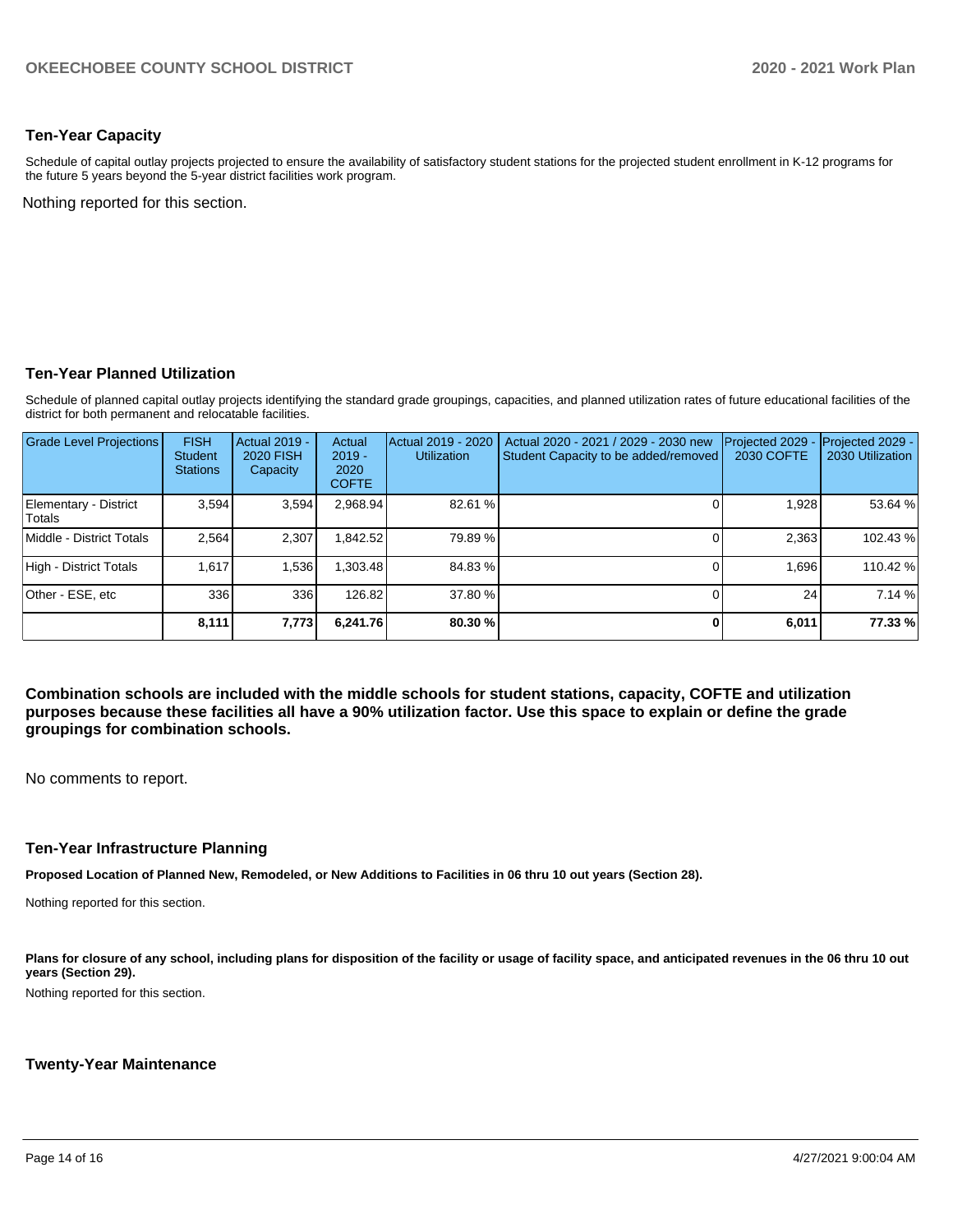## Ten-Year Capacity

Schedule of capital outlay projects projected to ensure the availability of satisfactory student stations for the projected student enrollment in K-12 programs for the future 5 years beyond the 5-year district facilities work program.

Nothing reported for this section.

## Ten-Year Planned Utilization

Schedule of planned capital outlay projects identifying the standard grade groupings, capacities, and planned utilization rates of future educational facilities of the district for both permanent and relocatable facilities.

| Grade Level Projections | FISH Student Stations | Actual 2019 - 2020 FISH Capacity | Actual 2019 - 2020 COFTE | Actual 2019 - 2020 Utilization | Actual 2020 - 2021 / 2029 - 2030 new Student Capacity to be added/removed | Projected 2029 - 2030 COFTE | Projected 2029 - 2030 Utilization |
|---|---|---|---|---|---|---|---|
| Elementary - District Totals | 3,594 | 3,594 | 2,968.94 | 82.61 % | 0 | 1,928 | 53.64 % |
| Middle - District Totals | 2,564 | 2,307 | 1,842.52 | 79.89 % | 0 | 2,363 | 102.43 % |
| High - District Totals | 1,617 | 1,536 | 1,303.48 | 84.83 % | 0 | 1,696 | 110.42 % |
| Other - ESE, etc | 336 | 336 | 126.82 | 37.80 % | 0 | 24 | 7.14 % |
| | **8,111** | **7,773** | **6,241.76** | **80.30 %** | **0** | **6,011** | **77.33 %** |

**Combination schools are included with the middle schools for student stations, capacity, COFTE and utilization purposes because these facilities all have a 90% utilization factor. Use this space to explain or define the grade groupings for combination schools.**

No comments to report.

## Ten-Year Infrastructure Planning

**Proposed Location of Planned New, Remodeled, or New Additions to Facilities in 06 thru 10 out years (Section 28).**

Nothing reported for this section.

**Plans for closure of any school, including plans for disposition of the facility or usage of facility space, and anticipated revenues in the 06 thru 10 out years (Section 29).**

Nothing reported for this section.

## Twenty-Year Maintenance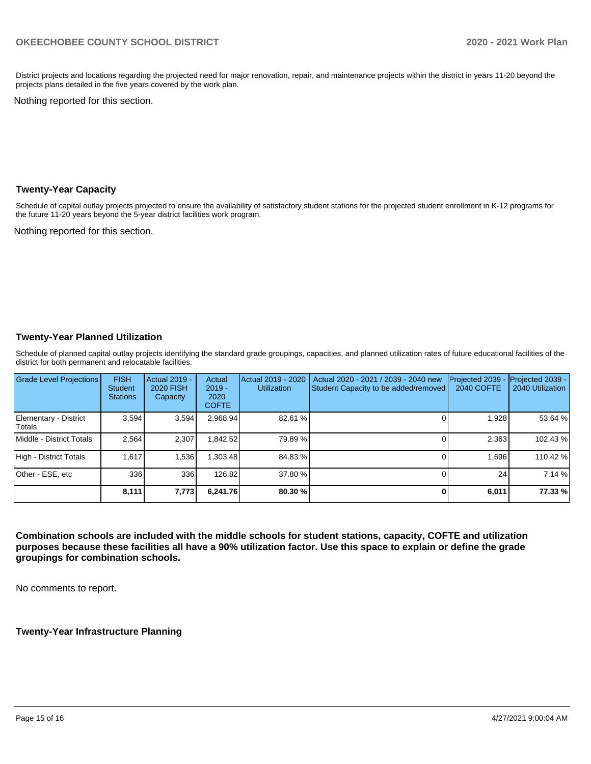District projects and locations regarding the projected need for major renovation, repair, and maintenance projects within the district in years 11-20 beyond the projects plans detailed in the five years covered by the work plan.

Nothing reported for this section.

### Twenty-Year Capacity

Schedule of capital outlay projects projected to ensure the availability of satisfactory student stations for the projected student enrollment in K-12 programs for the future 11-20 years beyond the 5-year district facilities work program.

Nothing reported for this section.

### Twenty-Year Planned Utilization

Schedule of planned capital outlay projects identifying the standard grade groupings, capacities, and planned utilization rates of future educational facilities of the district for both permanent and relocatable facilities.

| Grade Level Projections | FISH Student Stations | Actual 2019 - 2020 FISH Capacity | Actual 2019 - 2020 COFTE | Actual 2019 - 2020 Utilization | Actual 2020 - 2021 / 2039 - 2040 new Student Capacity to be added/removed | Projected 2039 - 2040 COFTE | Projected 2039 - 2040 Utilization |
|---|---|---|---|---|---|---|---|
| Elementary - District Totals | 3,594 | 3,594 | 2,968.94 | 82.61 % | 0 | 1,928 | 53.64 % |
| Middle - District Totals | 2,564 | 2,307 | 1,842.52 | 79.89 % | 0 | 2,363 | 102.43 % |
| High - District Totals | 1,617 | 1,536 | 1,303.48 | 84.83 % | 0 | 1,696 | 110.42 % |
| Other - ESE, etc | 336 | 336 | 126.82 | 37.80 % | 0 | 24 | 7.14 % |
| | **8,111** | **7,773** | **6,241.76** | **80.30 %** | **0** | **6,011** | **77.33 %** |

**Combination schools are included with the middle schools for student stations, capacity, COFTE and utilization purposes because these facilities all have a 90% utilization factor. Use this space to explain or define the grade groupings for combination schools.**

No comments to report.

### Twenty-Year Infrastructure Planning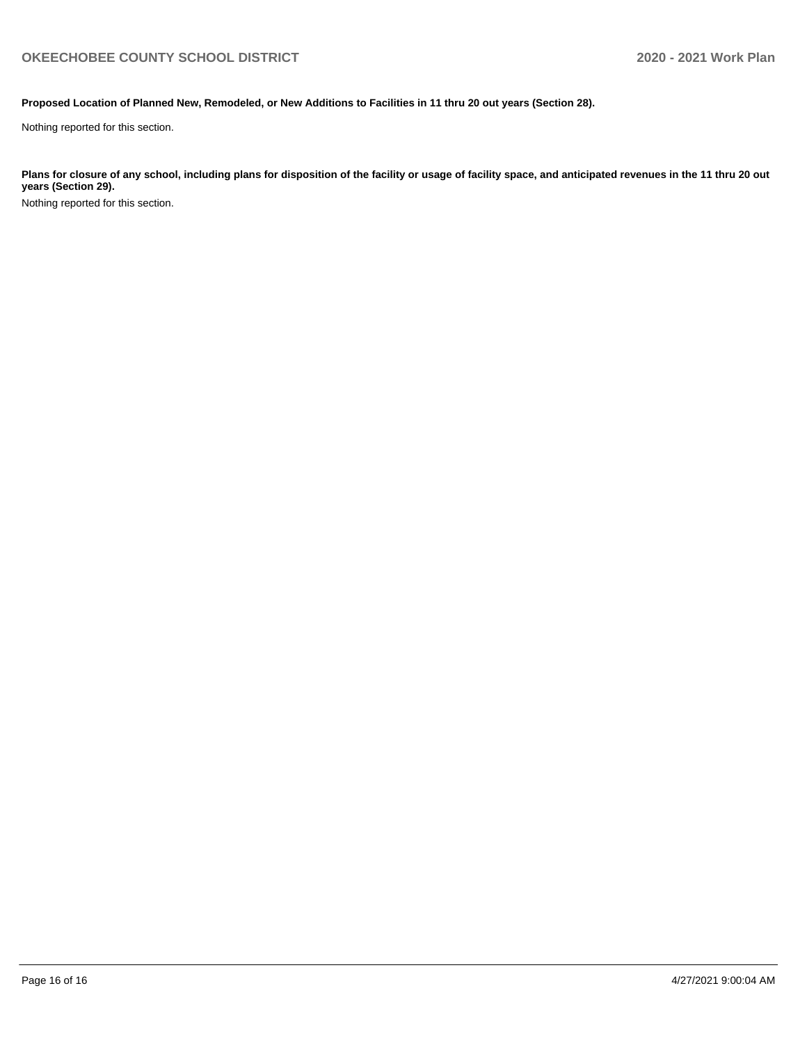**Proposed Location of Planned New, Remodeled, or New Additions to Facilities in 11 thru 20 out years (Section 28).**

Nothing reported for this section.

**Plans for closure of any school, including plans for disposition of the facility or usage of facility space, and anticipated revenues in the 11 thru 20 out years (Section 29).**

Nothing reported for this section.